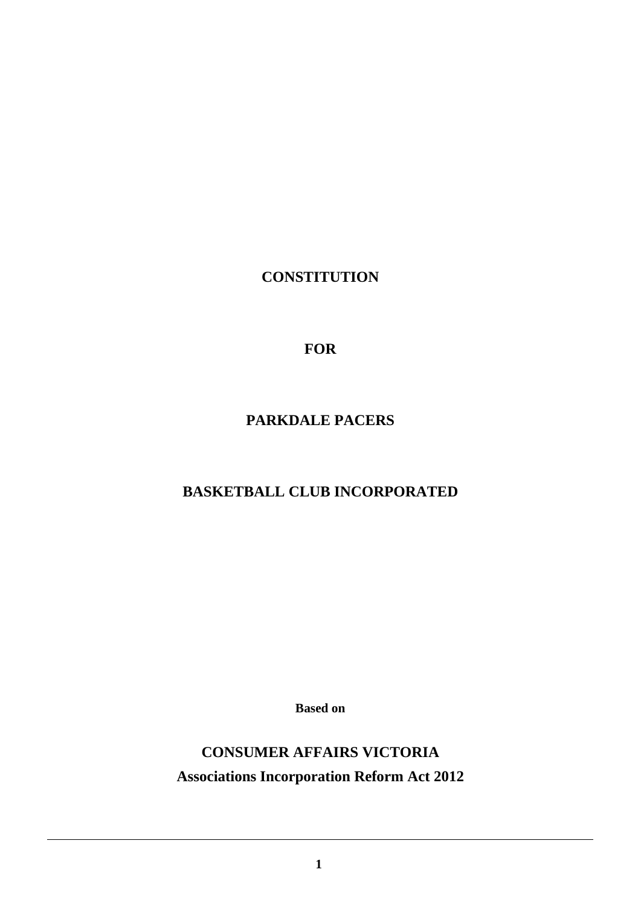# CONSTITUTION

# FOR

# PARKDALE PACERS

# BASKETBALL CLUB INCORPORATED

**Based on**

**CONSUMER AFFAIRS VICTORIA**

**Associations Incorporation Reform Act 2012**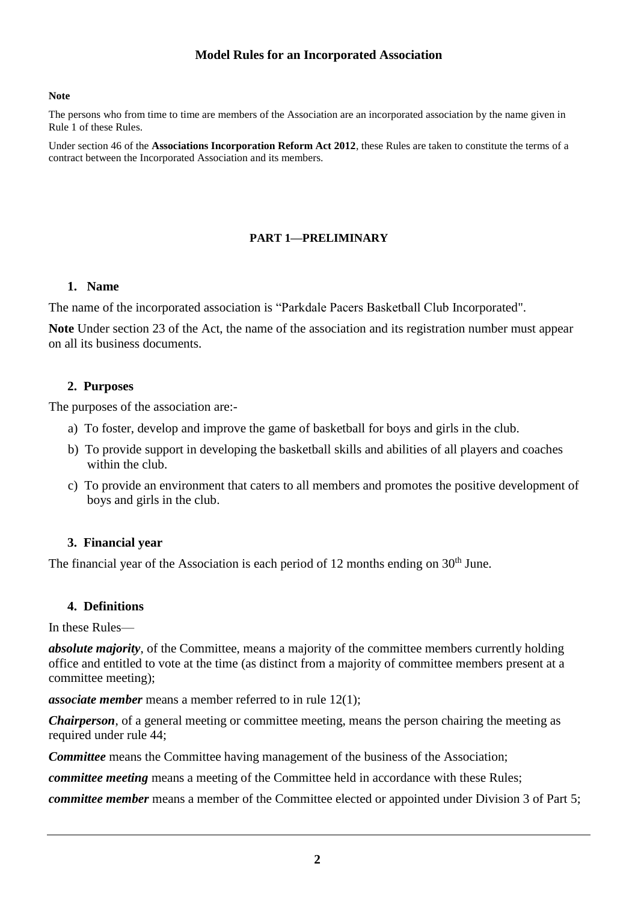# Model Rules for an Incorporated Association

**Note**

The persons who from time to time are members of the Association are an incorporated association by the name given in Rule 1 of these Rules.

Under section 46 of the **Associations Incorporation Reform Act 2012**, these Rules are taken to constitute the terms of a contract between the Incorporated Association and its members.

## PART 1—PRELIMINARY

### 1. Name

The name of the incorporated association is "Parkdale Pacers Basketball Club Incorporated".

**Note** Under section 23 of the Act, the name of the association and its registration number must appear on all its business documents.

### 2. Purposes

The purposes of the association are:-

a) To foster, develop and improve the game of basketball for boys and girls in the club.

b) To provide support in developing the basketball skills and abilities of all players and coaches within the club.

c) To provide an environment that caters to all members and promotes the positive development of boys and girls in the club.

### 3. Financial year

The financial year of the Association is each period of 12 months ending on 30th June.

### 4. Definitions

In these Rules—

***absolute majority***, of the Committee, means a majority of the committee members currently holding office and entitled to vote at the time (as distinct from a majority of committee members present at a committee meeting);

***associate member*** means a member referred to in rule 12(1);

***Chairperson***, of a general meeting or committee meeting, means the person chairing the meeting as required under rule 44;

***Committee*** means the Committee having management of the business of the Association;

***committee meeting*** means a meeting of the Committee held in accordance with these Rules;

***committee member*** means a member of the Committee elected or appointed under Division 3 of Part 5;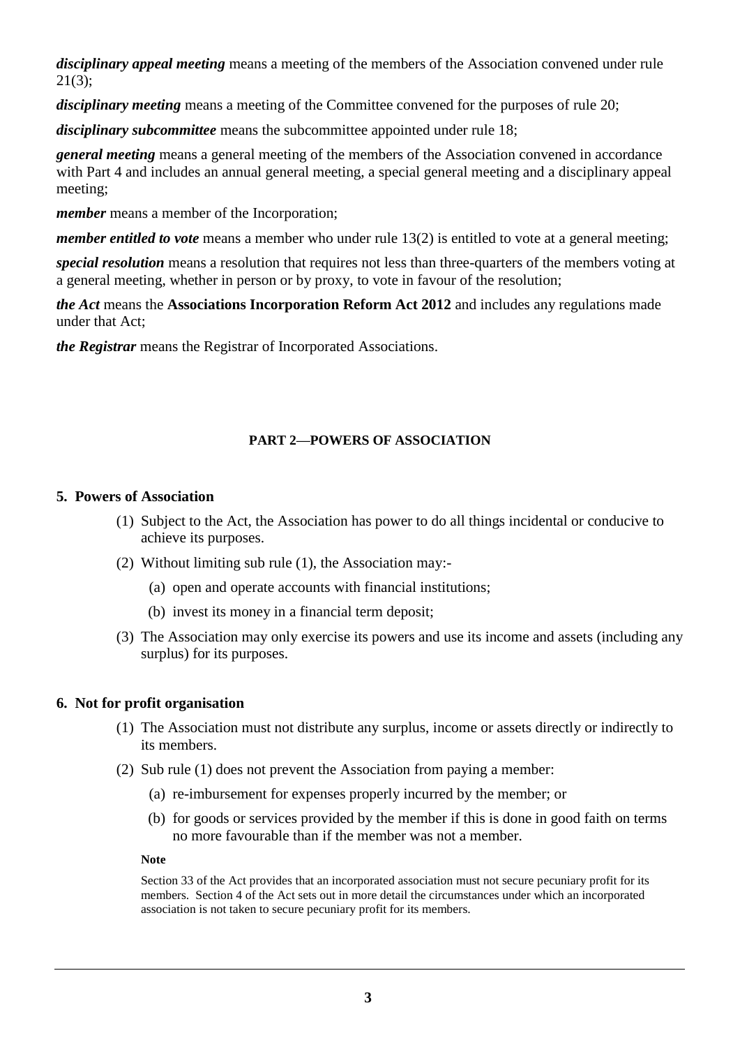***disciplinary appeal meeting*** means a meeting of the members of the Association convened under rule 21(3);

***disciplinary meeting*** means a meeting of the Committee convened for the purposes of rule 20;

***disciplinary subcommittee*** means the subcommittee appointed under rule 18;

***general meeting*** means a general meeting of the members of the Association convened in accordance with Part 4 and includes an annual general meeting, a special general meeting and a disciplinary appeal meeting;

***member*** means a member of the Incorporation;

***member entitled to vote*** means a member who under rule 13(2) is entitled to vote at a general meeting;

***special resolution*** means a resolution that requires not less than three-quarters of the members voting at a general meeting, whether in person or by proxy, to vote in favour of the resolution;

***the Act*** means the **Associations Incorporation Reform Act 2012** and includes any regulations made under that Act;

***the Registrar*** means the Registrar of Incorporated Associations.

## PART 2—POWERS OF ASSOCIATION

### 5. Powers of Association

(1) Subject to the Act, the Association has power to do all things incidental or conducive to achieve its purposes.

(2) Without limiting sub rule (1), the Association may:-

  (a) open and operate accounts with financial institutions;

  (b) invest its money in a financial term deposit;

(3) The Association may only exercise its powers and use its income and assets (including any surplus) for its purposes.

### 6. Not for profit organisation

(1) The Association must not distribute any surplus, income or assets directly or indirectly to its members.

(2) Sub rule (1) does not prevent the Association from paying a member:

  (a) re-imbursement for expenses properly incurred by the member; or

  (b) for goods or services provided by the member if this is done in good faith on terms no more favourable than if the member was not a member.

**Note**

Section 33 of the Act provides that an incorporated association must not secure pecuniary profit for its members. Section 4 of the Act sets out in more detail the circumstances under which an incorporated association is not taken to secure pecuniary profit for its members.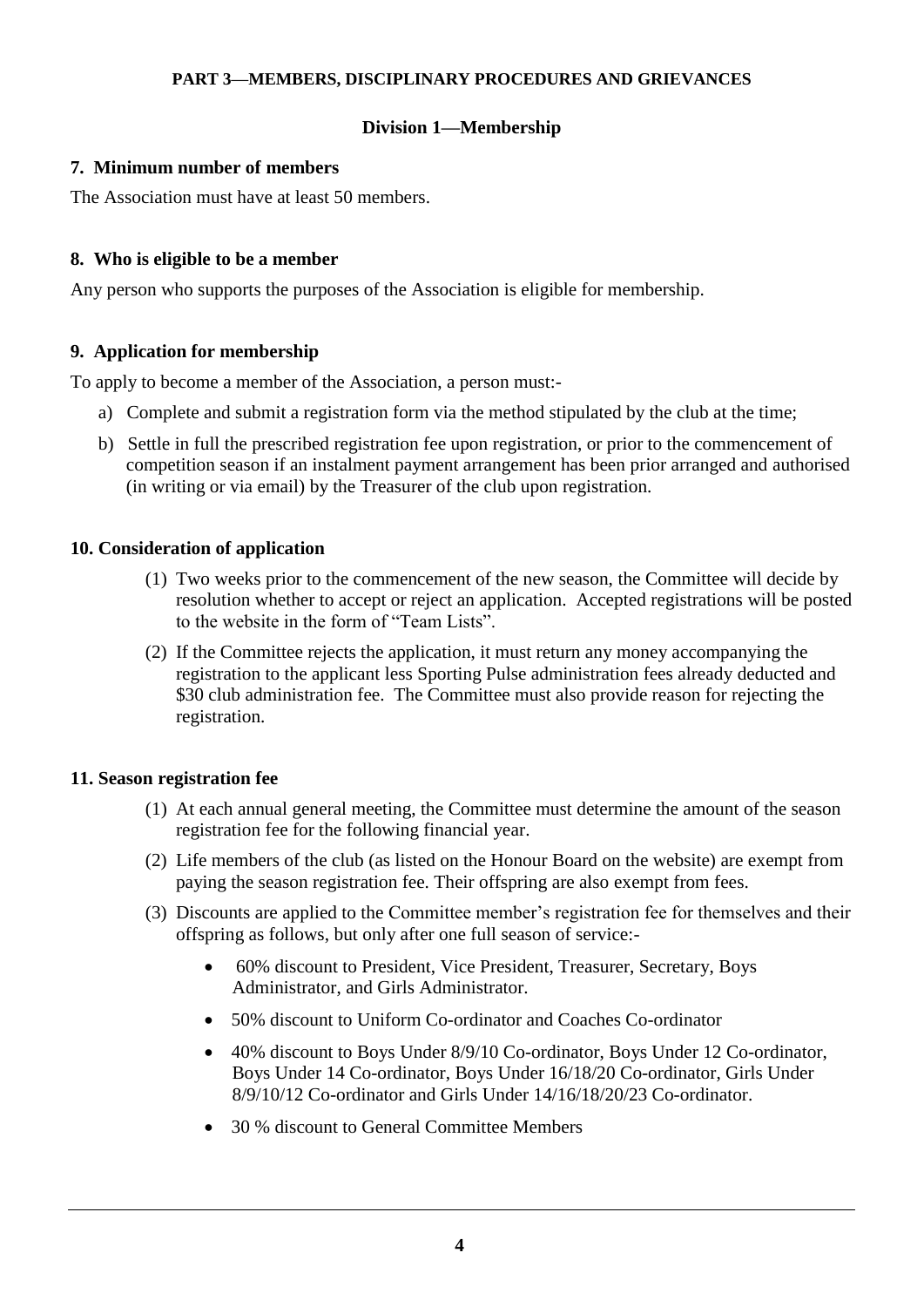## PART 3—MEMBERS, DISCIPLINARY PROCEDURES AND GRIEVANCES

### Division 1—Membership

#### 7. Minimum number of members

The Association must have at least 50 members.

#### 8. Who is eligible to be a member

Any person who supports the purposes of the Association is eligible for membership.

#### 9. Application for membership

To apply to become a member of the Association, a person must:-

a) Complete and submit a registration form via the method stipulated by the club at the time;

b) Settle in full the prescribed registration fee upon registration, or prior to the commencement of competition season if an instalment payment arrangement has been prior arranged and authorised (in writing or via email) by the Treasurer of the club upon registration.

#### 10. Consideration of application

(1) Two weeks prior to the commencement of the new season, the Committee will decide by resolution whether to accept or reject an application. Accepted registrations will be posted to the website in the form of "Team Lists".

(2) If the Committee rejects the application, it must return any money accompanying the registration to the applicant less Sporting Pulse administration fees already deducted and $30 club administration fee. The Committee must also provide reason for rejecting the registration.

#### 11. Season registration fee

(1) At each annual general meeting, the Committee must determine the amount of the season registration fee for the following financial year.

(2) Life members of the club (as listed on the Honour Board on the website) are exempt from paying the season registration fee. Their offspring are also exempt from fees.

(3) Discounts are applied to the Committee member's registration fee for themselves and their offspring as follows, but only after one full season of service:-

- 60% discount to President, Vice President, Treasurer, Secretary, Boys Administrator, and Girls Administrator.
- 50% discount to Uniform Co-ordinator and Coaches Co-ordinator
- 40% discount to Boys Under 8/9/10 Co-ordinator, Boys Under 12 Co-ordinator, Boys Under 14 Co-ordinator, Boys Under 16/18/20 Co-ordinator, Girls Under 8/9/10/12 Co-ordinator and Girls Under 14/16/18/20/23 Co-ordinator.
- 30 % discount to General Committee Members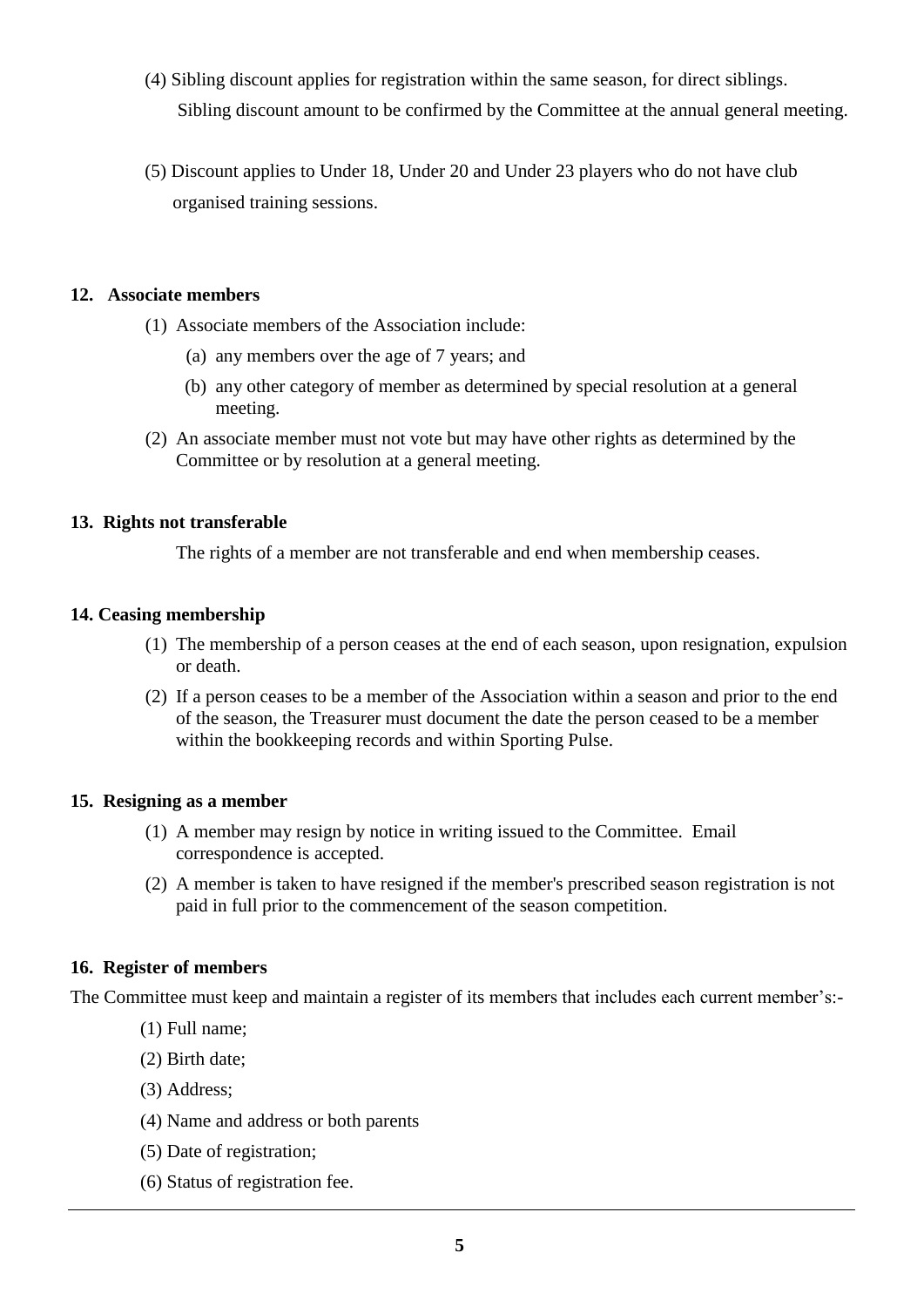(4) Sibling discount applies for registration within the same season, for direct siblings. Sibling discount amount to be confirmed by the Committee at the annual general meeting.

(5) Discount applies to Under 18, Under 20 and Under 23 players who do not have club organised training sessions.

### 12. Associate members

(1) Associate members of the Association include:

(a) any members over the age of 7 years; and

(b) any other category of member as determined by special resolution at a general meeting.

(2) An associate member must not vote but may have other rights as determined by the Committee or by resolution at a general meeting.

### 13. Rights not transferable

The rights of a member are not transferable and end when membership ceases.

### 14. Ceasing membership

(1) The membership of a person ceases at the end of each season, upon resignation, expulsion or death.

(2) If a person ceases to be a member of the Association within a season and prior to the end of the season, the Treasurer must document the date the person ceased to be a member within the bookkeeping records and within Sporting Pulse.

### 15. Resigning as a member

(1) A member may resign by notice in writing issued to the Committee. Email correspondence is accepted.

(2) A member is taken to have resigned if the member's prescribed season registration is not paid in full prior to the commencement of the season competition.

### 16. Register of members

The Committee must keep and maintain a register of its members that includes each current member's:-

(1) Full name;

(2) Birth date;

(3) Address;

(4) Name and address or both parents

(5) Date of registration;

(6) Status of registration fee.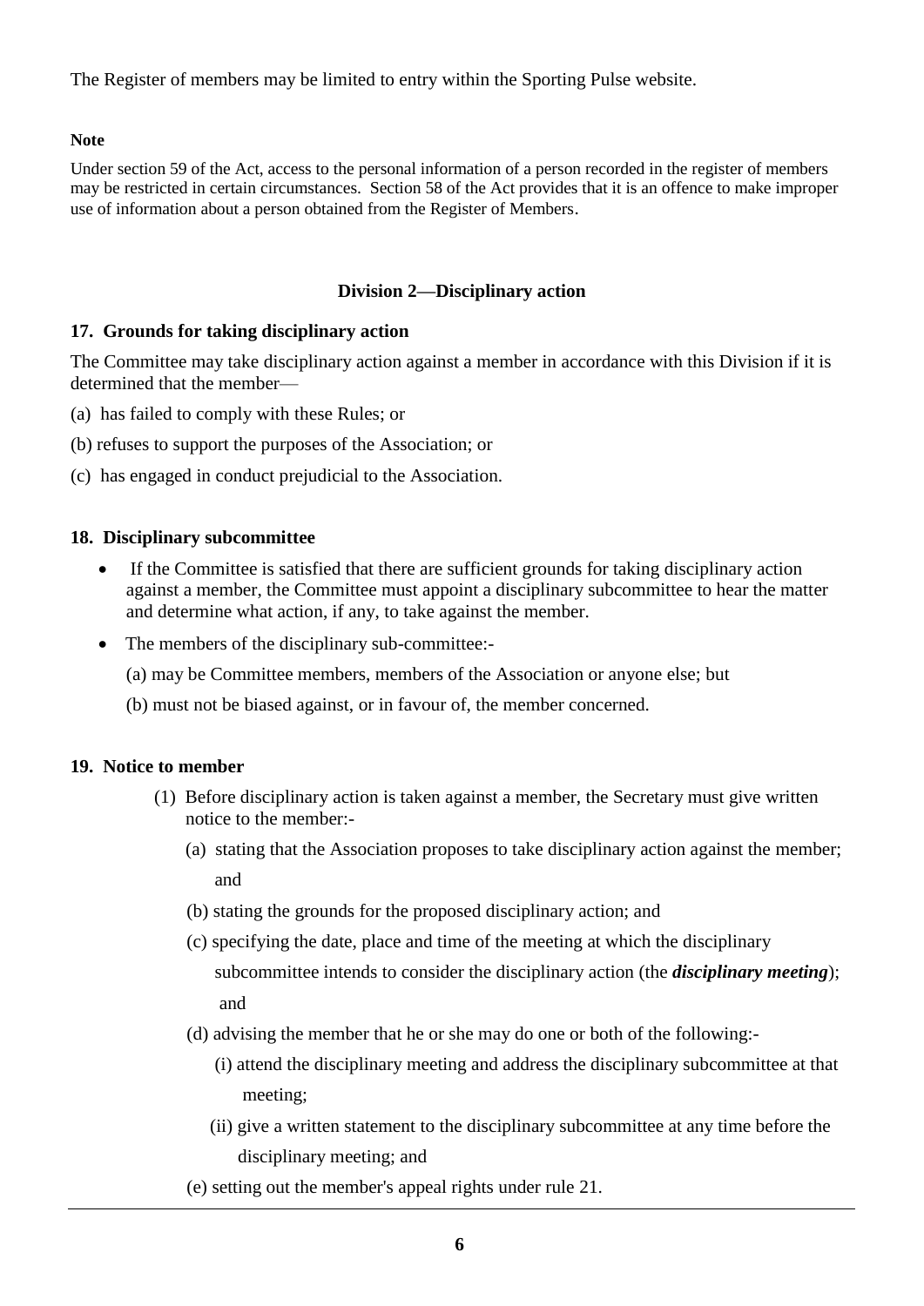The Register of members may be limited to entry within the Sporting Pulse website.

**Note**

Under section 59 of the Act, access to the personal information of a person recorded in the register of members may be restricted in certain circumstances. Section 58 of the Act provides that it is an offence to make improper use of information about a person obtained from the Register of Members.

## Division 2—Disciplinary action

### 17. Grounds for taking disciplinary action

The Committee may take disciplinary action against a member in accordance with this Division if it is determined that the member—

(a) has failed to comply with these Rules; or

(b) refuses to support the purposes of the Association; or

(c) has engaged in conduct prejudicial to the Association.

### 18. Disciplinary subcommittee

- If the Committee is satisfied that there are sufficient grounds for taking disciplinary action against a member, the Committee must appoint a disciplinary subcommittee to hear the matter and determine what action, if any, to take against the member.
- The members of the disciplinary sub-committee:-

  (a) may be Committee members, members of the Association or anyone else; but

  (b) must not be biased against, or in favour of, the member concerned.

### 19. Notice to member

(1) Before disciplinary action is taken against a member, the Secretary must give written notice to the member:-

(a) stating that the Association proposes to take disciplinary action against the member; and

(b) stating the grounds for the proposed disciplinary action; and

(c) specifying the date, place and time of the meeting at which the disciplinary subcommittee intends to consider the disciplinary action (the ***disciplinary meeting***); and

(d) advising the member that he or she may do one or both of the following:-

(i) attend the disciplinary meeting and address the disciplinary subcommittee at that meeting;

(ii) give a written statement to the disciplinary subcommittee at any time before the disciplinary meeting; and

(e) setting out the member's appeal rights under rule 21.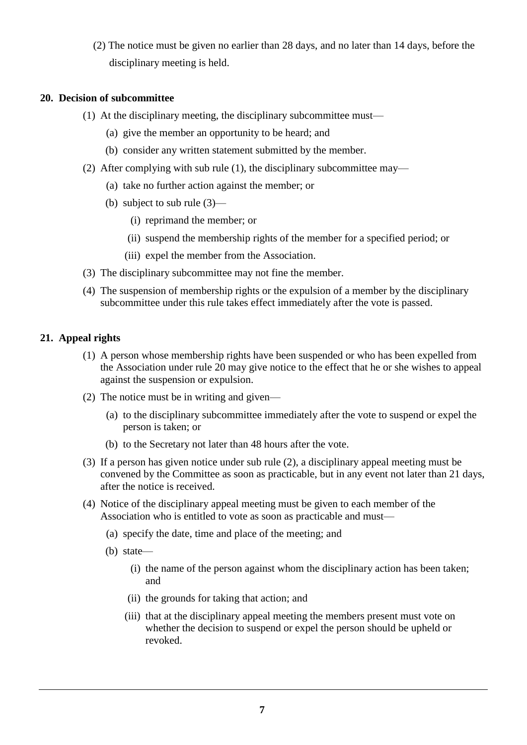(2) The notice must be given no earlier than 28 days, and no later than 14 days, before the disciplinary meeting is held.

**20. Decision of subcommittee**

(1) At the disciplinary meeting, the disciplinary subcommittee must—

(a) give the member an opportunity to be heard; and

(b) consider any written statement submitted by the member.

(2) After complying with sub rule (1), the disciplinary subcommittee may—

(a) take no further action against the member; or

(b) subject to sub rule (3)—

(i) reprimand the member; or

(ii) suspend the membership rights of the member for a specified period; or

(iii) expel the member from the Association.

(3) The disciplinary subcommittee may not fine the member.

(4) The suspension of membership rights or the expulsion of a member by the disciplinary subcommittee under this rule takes effect immediately after the vote is passed.

**21. Appeal rights**

(1) A person whose membership rights have been suspended or who has been expelled from the Association under rule 20 may give notice to the effect that he or she wishes to appeal against the suspension or expulsion.

(2) The notice must be in writing and given—

(a) to the disciplinary subcommittee immediately after the vote to suspend or expel the person is taken; or

(b) to the Secretary not later than 48 hours after the vote.

(3) If a person has given notice under sub rule (2), a disciplinary appeal meeting must be convened by the Committee as soon as practicable, but in any event not later than 21 days, after the notice is received.

(4) Notice of the disciplinary appeal meeting must be given to each member of the Association who is entitled to vote as soon as practicable and must—

(a) specify the date, time and place of the meeting; and

(b) state—

(i) the name of the person against whom the disciplinary action has been taken; and

(ii) the grounds for taking that action; and

(iii) that at the disciplinary appeal meeting the members present must vote on whether the decision to suspend or expel the person should be upheld or revoked.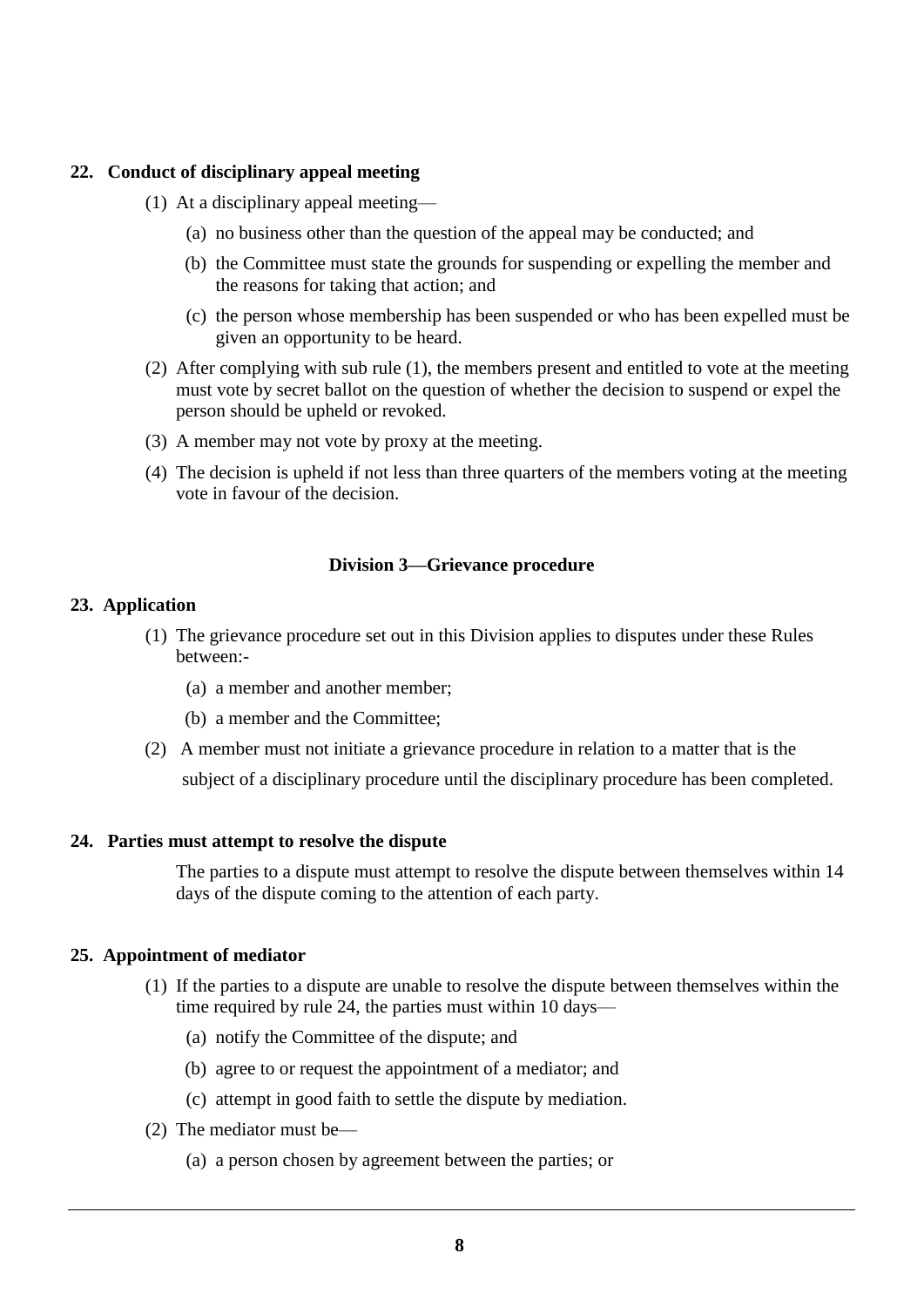**22. Conduct of disciplinary appeal meeting**

(1) At a disciplinary appeal meeting—

(a) no business other than the question of the appeal may be conducted; and

(b) the Committee must state the grounds for suspending or expelling the member and the reasons for taking that action; and

(c) the person whose membership has been suspended or who has been expelled must be given an opportunity to be heard.

(2) After complying with sub rule (1), the members present and entitled to vote at the meeting must vote by secret ballot on the question of whether the decision to suspend or expel the person should be upheld or revoked.

(3) A member may not vote by proxy at the meeting.

(4) The decision is upheld if not less than three quarters of the members voting at the meeting vote in favour of the decision.

## Division 3—Grievance procedure

**23. Application**

(1) The grievance procedure set out in this Division applies to disputes under these Rules between:-

(a) a member and another member;

(b) a member and the Committee;

(2) A member must not initiate a grievance procedure in relation to a matter that is the subject of a disciplinary procedure until the disciplinary procedure has been completed.

**24. Parties must attempt to resolve the dispute**

The parties to a dispute must attempt to resolve the dispute between themselves within 14 days of the dispute coming to the attention of each party.

**25. Appointment of mediator**

(1) If the parties to a dispute are unable to resolve the dispute between themselves within the time required by rule 24, the parties must within 10 days—

(a) notify the Committee of the dispute; and

(b) agree to or request the appointment of a mediator; and

(c) attempt in good faith to settle the dispute by mediation.

(2) The mediator must be—

(a) a person chosen by agreement between the parties; or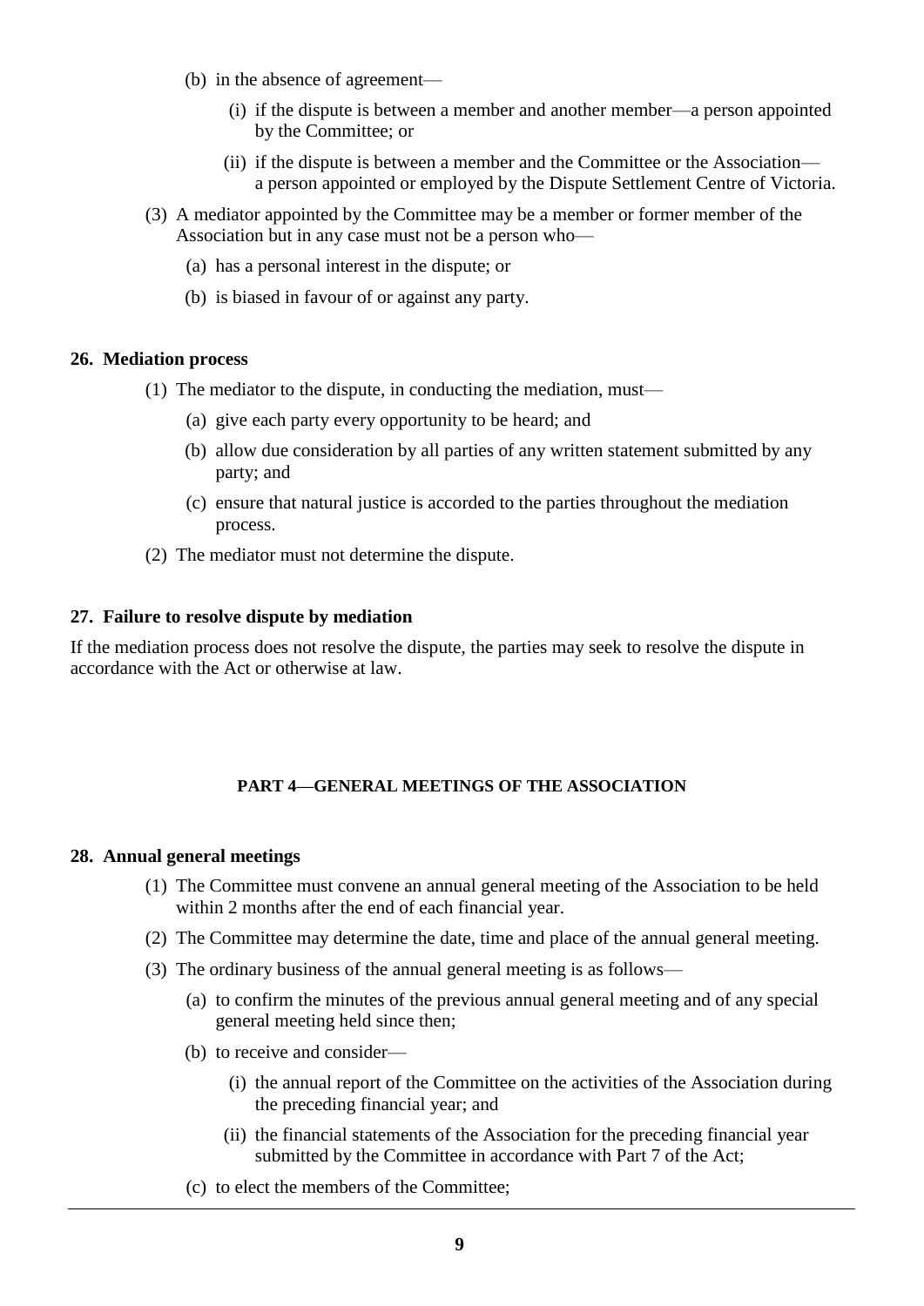(b) in the absence of agreement—

   (i) if the dispute is between a member and another member—a person appointed by the Committee; or

   (ii) if the dispute is between a member and the Committee or the Association—a person appointed or employed by the Dispute Settlement Centre of Victoria.

(3) A mediator appointed by the Committee may be a member or former member of the Association but in any case must not be a person who—

   (a) has a personal interest in the dispute; or

   (b) is biased in favour of or against any party.

**26. Mediation process**

(1) The mediator to the dispute, in conducting the mediation, must—

   (a) give each party every opportunity to be heard; and

   (b) allow due consideration by all parties of any written statement submitted by any party; and

   (c) ensure that natural justice is accorded to the parties throughout the mediation process.

(2) The mediator must not determine the dispute.

**27. Failure to resolve dispute by mediation**

If the mediation process does not resolve the dispute, the parties may seek to resolve the dispute in accordance with the Act or otherwise at law.

## PART 4—GENERAL MEETINGS OF THE ASSOCIATION

**28. Annual general meetings**

(1) The Committee must convene an annual general meeting of the Association to be held within 2 months after the end of each financial year.

(2) The Committee may determine the date, time and place of the annual general meeting.

(3) The ordinary business of the annual general meeting is as follows—

   (a) to confirm the minutes of the previous annual general meeting and of any special general meeting held since then;

   (b) to receive and consider—

      (i) the annual report of the Committee on the activities of the Association during the preceding financial year; and

      (ii) the financial statements of the Association for the preceding financial year submitted by the Committee in accordance with Part 7 of the Act;

   (c) to elect the members of the Committee;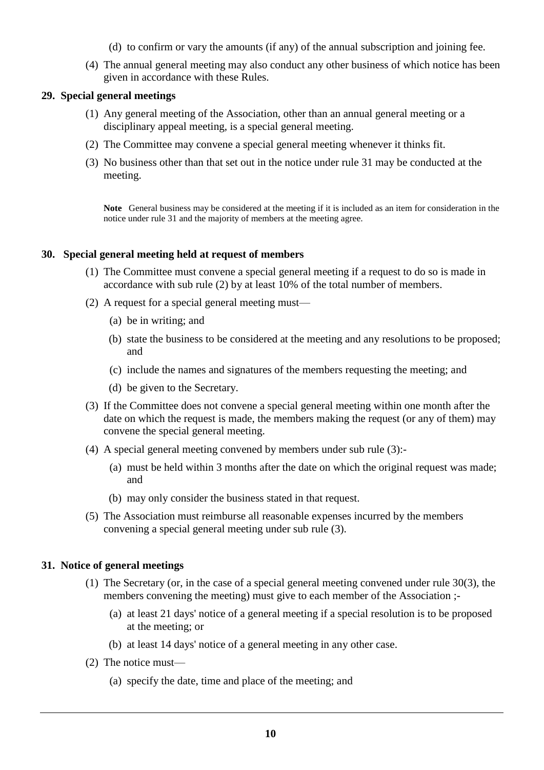(d) to confirm or vary the amounts (if any) of the annual subscription and joining fee.

(4) The annual general meeting may also conduct any other business of which notice has been given in accordance with these Rules.

**29. Special general meetings**

(1) Any general meeting of the Association, other than an annual general meeting or a disciplinary appeal meeting, is a special general meeting.

(2) The Committee may convene a special general meeting whenever it thinks fit.

(3) No business other than that set out in the notice under rule 31 may be conducted at the meeting.

**Note** General business may be considered at the meeting if it is included as an item for consideration in the notice under rule 31 and the majority of members at the meeting agree.

**30. Special general meeting held at request of members**

(1) The Committee must convene a special general meeting if a request to do so is made in accordance with sub rule (2) by at least 10% of the total number of members.

(2) A request for a special general meeting must—

(a) be in writing; and

(b) state the business to be considered at the meeting and any resolutions to be proposed; and

(c) include the names and signatures of the members requesting the meeting; and

(d) be given to the Secretary.

(3) If the Committee does not convene a special general meeting within one month after the date on which the request is made, the members making the request (or any of them) may convene the special general meeting.

(4) A special general meeting convened by members under sub rule (3):-

(a) must be held within 3 months after the date on which the original request was made; and

(b) may only consider the business stated in that request.

(5) The Association must reimburse all reasonable expenses incurred by the members convening a special general meeting under sub rule (3).

**31. Notice of general meetings**

(1) The Secretary (or, in the case of a special general meeting convened under rule 30(3), the members convening the meeting) must give to each member of the Association ;-

(a) at least 21 days' notice of a general meeting if a special resolution is to be proposed at the meeting; or

(b) at least 14 days' notice of a general meeting in any other case.

(2) The notice must—

(a) specify the date, time and place of the meeting; and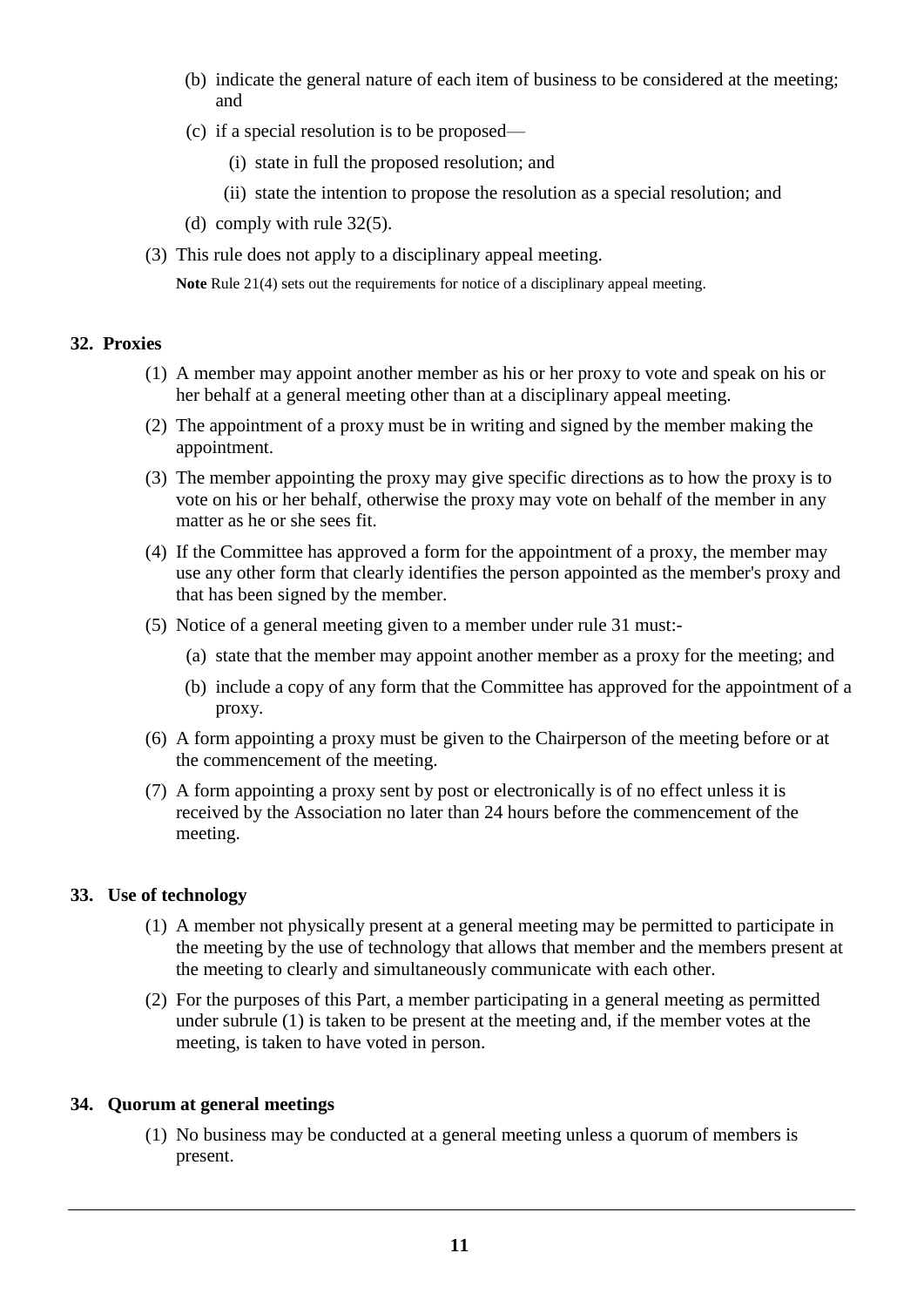(b) indicate the general nature of each item of business to be considered at the meeting; and

(c) if a special resolution is to be proposed—

(i) state in full the proposed resolution; and

(ii) state the intention to propose the resolution as a special resolution; and

(d) comply with rule 32(5).

(3) This rule does not apply to a disciplinary appeal meeting.

**Note** Rule 21(4) sets out the requirements for notice of a disciplinary appeal meeting.

### 32. Proxies

(1) A member may appoint another member as his or her proxy to vote and speak on his or her behalf at a general meeting other than at a disciplinary appeal meeting.

(2) The appointment of a proxy must be in writing and signed by the member making the appointment.

(3) The member appointing the proxy may give specific directions as to how the proxy is to vote on his or her behalf, otherwise the proxy may vote on behalf of the member in any matter as he or she sees fit.

(4) If the Committee has approved a form for the appointment of a proxy, the member may use any other form that clearly identifies the person appointed as the member's proxy and that has been signed by the member.

(5) Notice of a general meeting given to a member under rule 31 must:-

(a) state that the member may appoint another member as a proxy for the meeting; and

(b) include a copy of any form that the Committee has approved for the appointment of a proxy.

(6) A form appointing a proxy must be given to the Chairperson of the meeting before or at the commencement of the meeting.

(7) A form appointing a proxy sent by post or electronically is of no effect unless it is received by the Association no later than 24 hours before the commencement of the meeting.

### 33. Use of technology

(1) A member not physically present at a general meeting may be permitted to participate in the meeting by the use of technology that allows that member and the members present at the meeting to clearly and simultaneously communicate with each other.

(2) For the purposes of this Part, a member participating in a general meeting as permitted under subrule (1) is taken to be present at the meeting and, if the member votes at the meeting, is taken to have voted in person.

### 34. Quorum at general meetings

(1) No business may be conducted at a general meeting unless a quorum of members is present.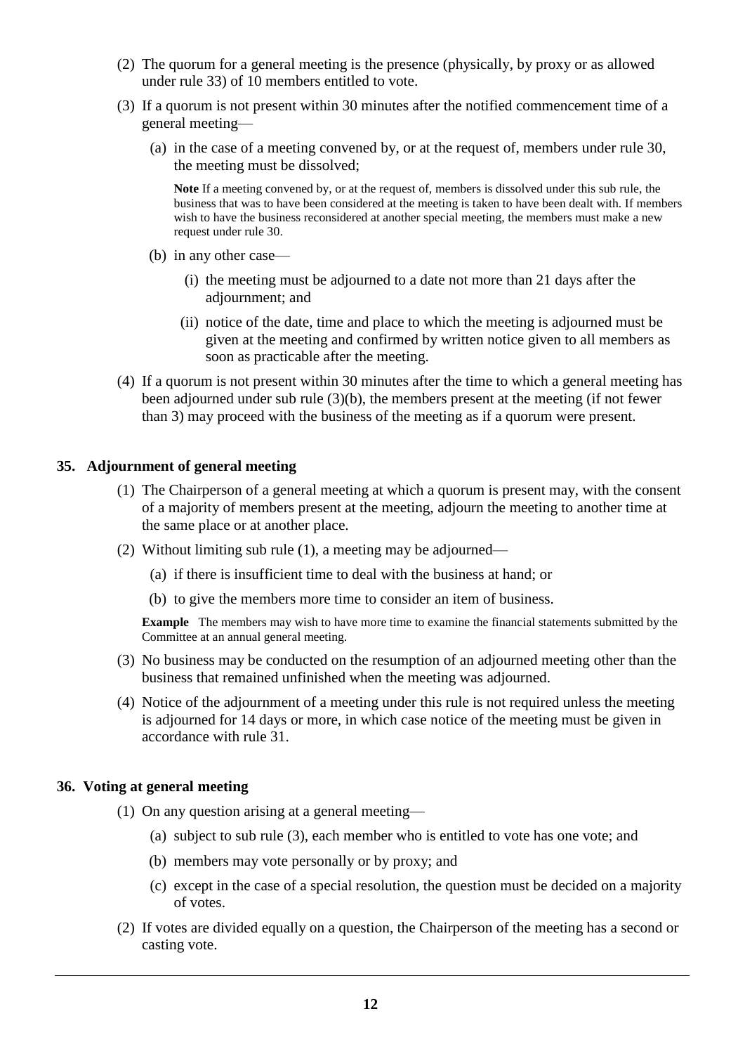(2) The quorum for a general meeting is the presence (physically, by proxy or as allowed under rule 33) of 10 members entitled to vote.

(3) If a quorum is not present within 30 minutes after the notified commencement time of a general meeting—

(a) in the case of a meeting convened by, or at the request of, members under rule 30, the meeting must be dissolved;

**Note** If a meeting convened by, or at the request of, members is dissolved under this sub rule, the business that was to have been considered at the meeting is taken to have been dealt with. If members wish to have the business reconsidered at another special meeting, the members must make a new request under rule 30.

(b) in any other case—

(i) the meeting must be adjourned to a date not more than 21 days after the adjournment; and

(ii) notice of the date, time and place to which the meeting is adjourned must be given at the meeting and confirmed by written notice given to all members as soon as practicable after the meeting.

(4) If a quorum is not present within 30 minutes after the time to which a general meeting has been adjourned under sub rule (3)(b), the members present at the meeting (if not fewer than 3) may proceed with the business of the meeting as if a quorum were present.

### 35. Adjournment of general meeting

(1) The Chairperson of a general meeting at which a quorum is present may, with the consent of a majority of members present at the meeting, adjourn the meeting to another time at the same place or at another place.

(2) Without limiting sub rule (1), a meeting may be adjourned—

(a) if there is insufficient time to deal with the business at hand; or

(b) to give the members more time to consider an item of business.

**Example** The members may wish to have more time to examine the financial statements submitted by the Committee at an annual general meeting.

(3) No business may be conducted on the resumption of an adjourned meeting other than the business that remained unfinished when the meeting was adjourned.

(4) Notice of the adjournment of a meeting under this rule is not required unless the meeting is adjourned for 14 days or more, in which case notice of the meeting must be given in accordance with rule 31.

### 36. Voting at general meeting

(1) On any question arising at a general meeting—

(a) subject to sub rule (3), each member who is entitled to vote has one vote; and

(b) members may vote personally or by proxy; and

(c) except in the case of a special resolution, the question must be decided on a majority of votes.

(2) If votes are divided equally on a question, the Chairperson of the meeting has a second or casting vote.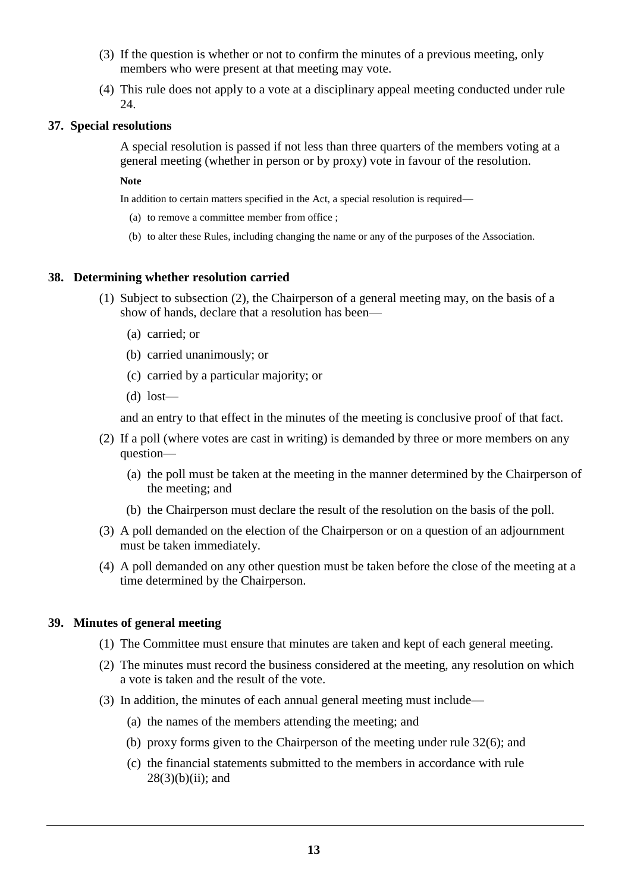(3) If the question is whether or not to confirm the minutes of a previous meeting, only members who were present at that meeting may vote.

(4) This rule does not apply to a vote at a disciplinary appeal meeting conducted under rule 24.

### 37. Special resolutions

A special resolution is passed if not less than three quarters of the members voting at a general meeting (whether in person or by proxy) vote in favour of the resolution.

**Note**

In addition to certain matters specified in the Act, a special resolution is required—

(a) to remove a committee member from office ;

(b) to alter these Rules, including changing the name or any of the purposes of the Association.

### 38. Determining whether resolution carried

(1) Subject to subsection (2), the Chairperson of a general meeting may, on the basis of a show of hands, declare that a resolution has been—

(a) carried; or

(b) carried unanimously; or

(c) carried by a particular majority; or

(d) lost—

and an entry to that effect in the minutes of the meeting is conclusive proof of that fact.

(2) If a poll (where votes are cast in writing) is demanded by three or more members on any question—

(a) the poll must be taken at the meeting in the manner determined by the Chairperson of the meeting; and

(b) the Chairperson must declare the result of the resolution on the basis of the poll.

(3) A poll demanded on the election of the Chairperson or on a question of an adjournment must be taken immediately.

(4) A poll demanded on any other question must be taken before the close of the meeting at a time determined by the Chairperson.

### 39. Minutes of general meeting

(1) The Committee must ensure that minutes are taken and kept of each general meeting.

(2) The minutes must record the business considered at the meeting, any resolution on which a vote is taken and the result of the vote.

(3) In addition, the minutes of each annual general meeting must include—

(a) the names of the members attending the meeting; and

(b) proxy forms given to the Chairperson of the meeting under rule 32(6); and

(c) the financial statements submitted to the members in accordance with rule 28(3)(b)(ii); and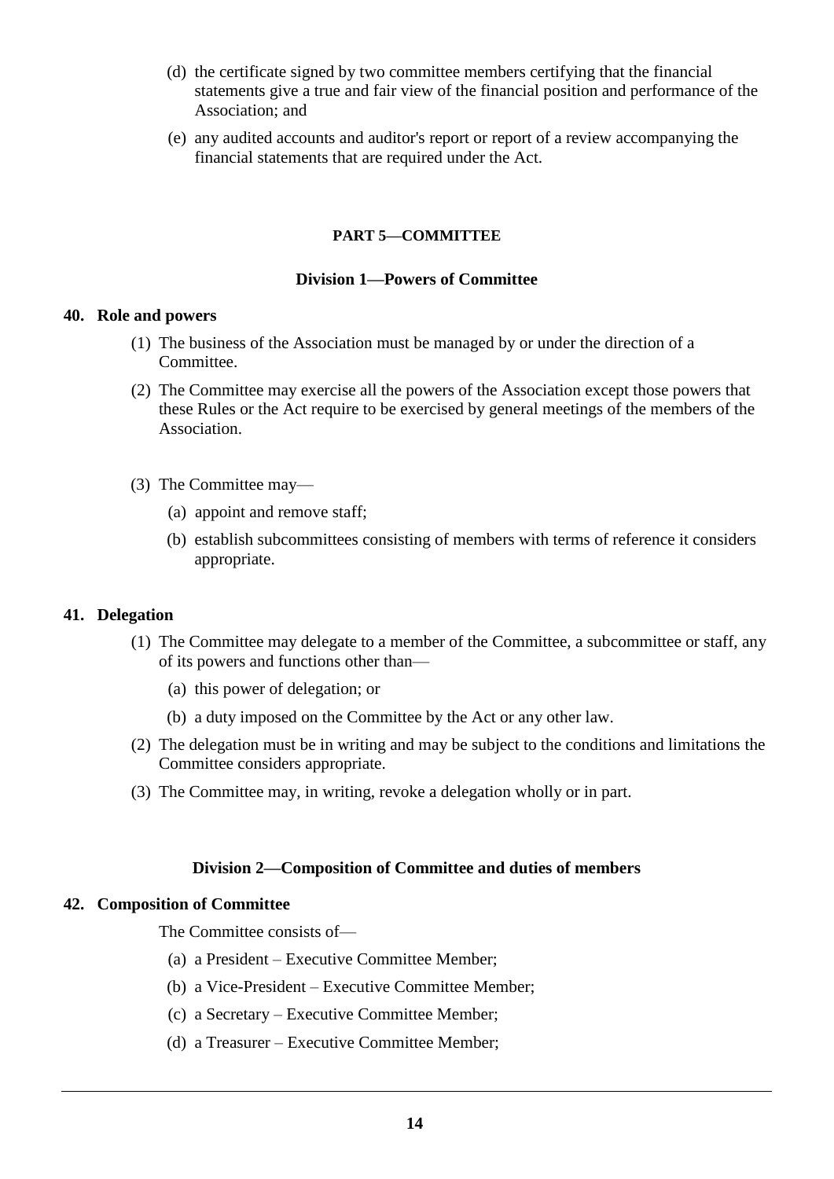(d) the certificate signed by two committee members certifying that the financial statements give a true and fair view of the financial position and performance of the Association; and

(e) any audited accounts and auditor's report or report of a review accompanying the financial statements that are required under the Act.

## PART 5—COMMITTEE

### Division 1—Powers of Committee

**40. Role and powers**

(1) The business of the Association must be managed by or under the direction of a Committee.

(2) The Committee may exercise all the powers of the Association except those powers that these Rules or the Act require to be exercised by general meetings of the members of the Association.

(3) The Committee may—

(a) appoint and remove staff;

(b) establish subcommittees consisting of members with terms of reference it considers appropriate.

**41. Delegation**

(1) The Committee may delegate to a member of the Committee, a subcommittee or staff, any of its powers and functions other than—

(a) this power of delegation; or

(b) a duty imposed on the Committee by the Act or any other law.

(2) The delegation must be in writing and may be subject to the conditions and limitations the Committee considers appropriate.

(3) The Committee may, in writing, revoke a delegation wholly or in part.

### Division 2—Composition of Committee and duties of members

**42. Composition of Committee**

The Committee consists of—

(a) a President – Executive Committee Member;

(b) a Vice-President – Executive Committee Member;

(c) a Secretary – Executive Committee Member;

(d) a Treasurer – Executive Committee Member;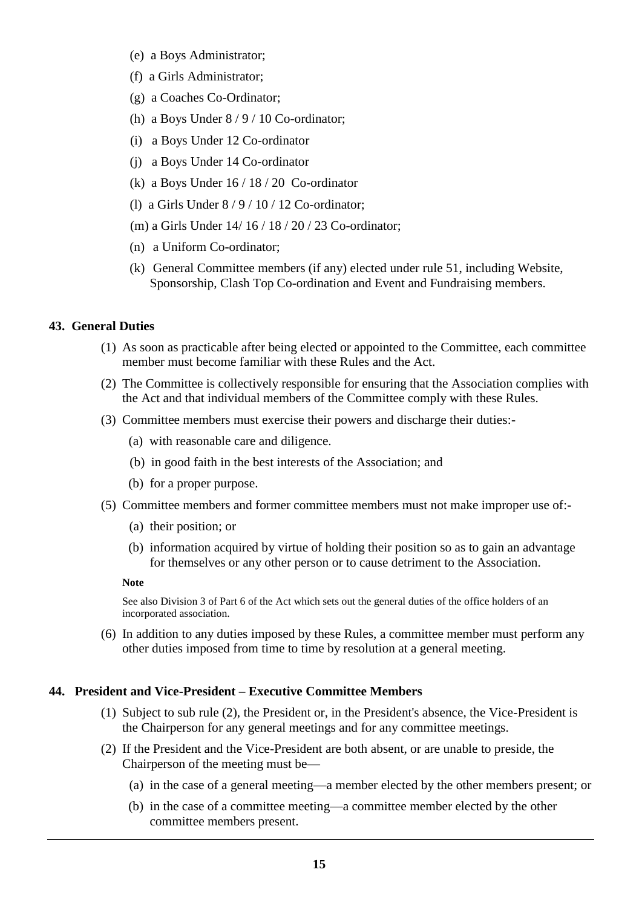(e) a Boys Administrator;

(f) a Girls Administrator;

(g) a Coaches Co-Ordinator;

(h) a Boys Under 8 / 9 / 10 Co-ordinator;

(i) a Boys Under 12 Co-ordinator

(j) a Boys Under 14 Co-ordinator

(k) a Boys Under 16 / 18 / 20 Co-ordinator

(l) a Girls Under 8 / 9 / 10 / 12 Co-ordinator;

(m) a Girls Under 14/ 16 / 18 / 20 / 23 Co-ordinator;

(n) a Uniform Co-ordinator;

(k) General Committee members (if any) elected under rule 51, including Website, Sponsorship, Clash Top Co-ordination and Event and Fundraising members.

**43. General Duties**

(1) As soon as practicable after being elected or appointed to the Committee, each committee member must become familiar with these Rules and the Act.

(2) The Committee is collectively responsible for ensuring that the Association complies with the Act and that individual members of the Committee comply with these Rules.

(3) Committee members must exercise their powers and discharge their duties:-

(a) with reasonable care and diligence.

(b) in good faith in the best interests of the Association; and

(b) for a proper purpose.

(5) Committee members and former committee members must not make improper use of:-

(a) their position; or

(b) information acquired by virtue of holding their position so as to gain an advantage for themselves or any other person or to cause detriment to the Association.

**Note**

See also Division 3 of Part 6 of the Act which sets out the general duties of the office holders of an incorporated association.

(6) In addition to any duties imposed by these Rules, a committee member must perform any other duties imposed from time to time by resolution at a general meeting.

**44. President and Vice-President – Executive Committee Members**

(1) Subject to sub rule (2), the President or, in the President's absence, the Vice-President is the Chairperson for any general meetings and for any committee meetings.

(2) If the President and the Vice-President are both absent, or are unable to preside, the Chairperson of the meeting must be—

(a) in the case of a general meeting—a member elected by the other members present; or

(b) in the case of a committee meeting—a committee member elected by the other committee members present.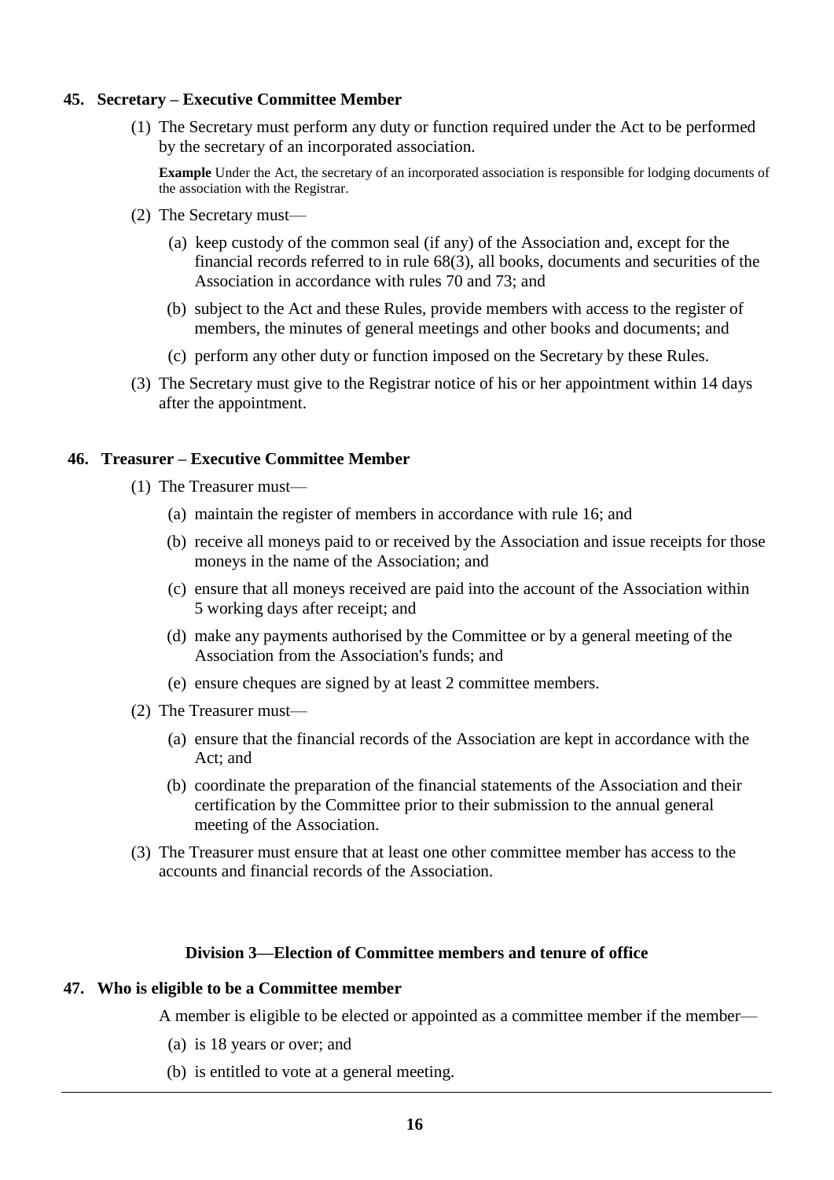**45. Secretary – Executive Committee Member**

(1) The Secretary must perform any duty or function required under the Act to be performed by the secretary of an incorporated association.

**Example** Under the Act, the secretary of an incorporated association is responsible for lodging documents of the association with the Registrar.

(2) The Secretary must—

(a) keep custody of the common seal (if any) of the Association and, except for the financial records referred to in rule 68(3), all books, documents and securities of the Association in accordance with rules 70 and 73; and

(b) subject to the Act and these Rules, provide members with access to the register of members, the minutes of general meetings and other books and documents; and

(c) perform any other duty or function imposed on the Secretary by these Rules.

(3) The Secretary must give to the Registrar notice of his or her appointment within 14 days after the appointment.

**46. Treasurer – Executive Committee Member**

(1) The Treasurer must—

(a) maintain the register of members in accordance with rule 16; and

(b) receive all moneys paid to or received by the Association and issue receipts for those moneys in the name of the Association; and

(c) ensure that all moneys received are paid into the account of the Association within 5 working days after receipt; and

(d) make any payments authorised by the Committee or by a general meeting of the Association from the Association's funds; and

(e) ensure cheques are signed by at least 2 committee members.

(2) The Treasurer must—

(a) ensure that the financial records of the Association are kept in accordance with the Act; and

(b) coordinate the preparation of the financial statements of the Association and their certification by the Committee prior to their submission to the annual general meeting of the Association.

(3) The Treasurer must ensure that at least one other committee member has access to the accounts and financial records of the Association.

## Division 3—Election of Committee members and tenure of office

**47. Who is eligible to be a Committee member**

A member is eligible to be elected or appointed as a committee member if the member—

(a) is 18 years or over; and

(b) is entitled to vote at a general meeting.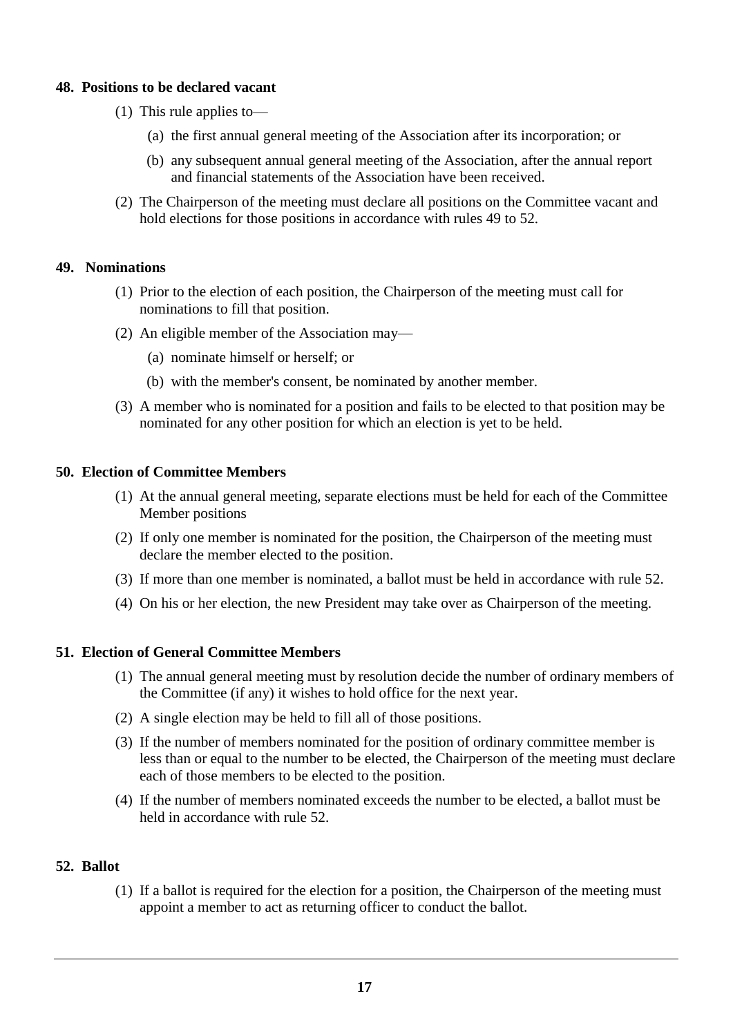**48. Positions to be declared vacant**

(1) This rule applies to—

(a) the first annual general meeting of the Association after its incorporation; or

(b) any subsequent annual general meeting of the Association, after the annual report and financial statements of the Association have been received.

(2) The Chairperson of the meeting must declare all positions on the Committee vacant and hold elections for those positions in accordance with rules 49 to 52.

**49. Nominations**

(1) Prior to the election of each position, the Chairperson of the meeting must call for nominations to fill that position.

(2) An eligible member of the Association may—

(a) nominate himself or herself; or

(b) with the member's consent, be nominated by another member.

(3) A member who is nominated for a position and fails to be elected to that position may be nominated for any other position for which an election is yet to be held.

**50. Election of Committee Members**

(1) At the annual general meeting, separate elections must be held for each of the Committee Member positions

(2) If only one member is nominated for the position, the Chairperson of the meeting must declare the member elected to the position.

(3) If more than one member is nominated, a ballot must be held in accordance with rule 52.

(4) On his or her election, the new President may take over as Chairperson of the meeting.

**51. Election of General Committee Members**

(1) The annual general meeting must by resolution decide the number of ordinary members of the Committee (if any) it wishes to hold office for the next year.

(2) A single election may be held to fill all of those positions.

(3) If the number of members nominated for the position of ordinary committee member is less than or equal to the number to be elected, the Chairperson of the meeting must declare each of those members to be elected to the position.

(4) If the number of members nominated exceeds the number to be elected, a ballot must be held in accordance with rule 52.

**52. Ballot**

(1) If a ballot is required for the election for a position, the Chairperson of the meeting must appoint a member to act as returning officer to conduct the ballot.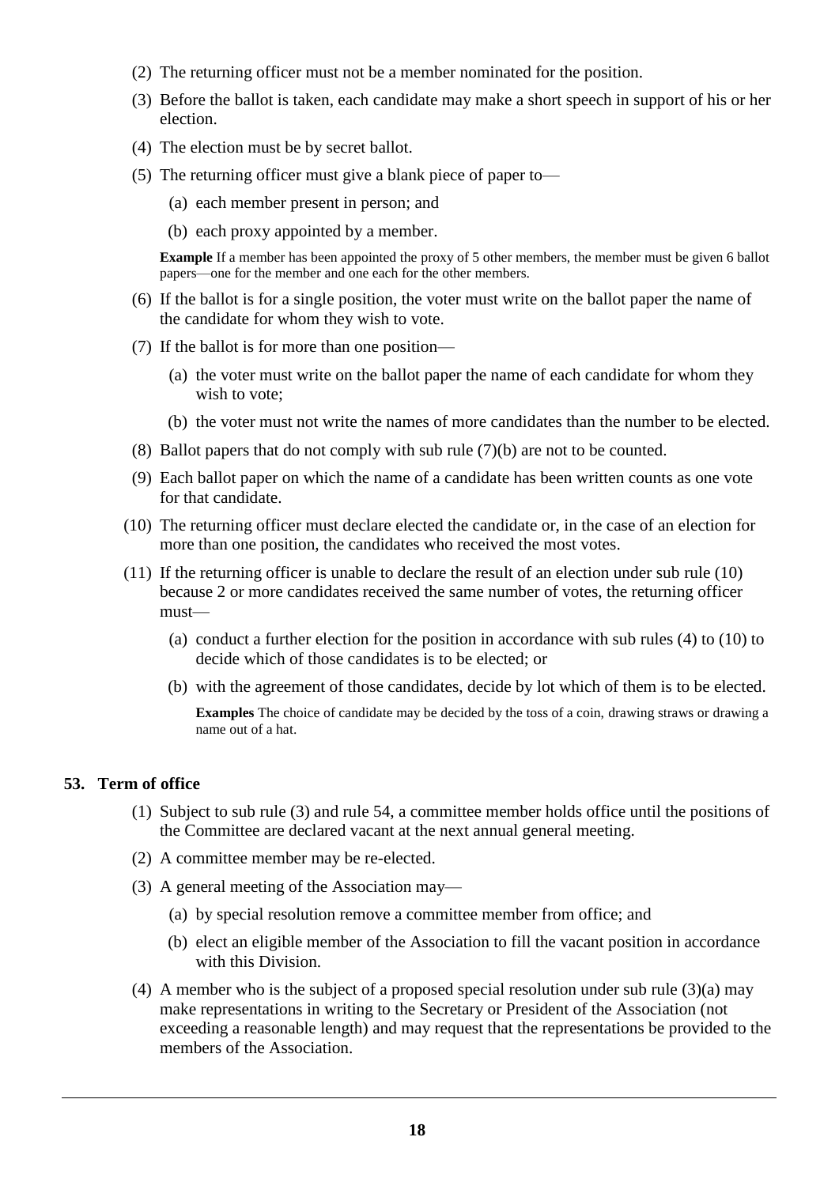(2) The returning officer must not be a member nominated for the position.

(3) Before the ballot is taken, each candidate may make a short speech in support of his or her election.

(4) The election must be by secret ballot.

(5) The returning officer must give a blank piece of paper to—

(a) each member present in person; and

(b) each proxy appointed by a member.

**Example** If a member has been appointed the proxy of 5 other members, the member must be given 6 ballot papers—one for the member and one each for the other members.

(6) If the ballot is for a single position, the voter must write on the ballot paper the name of the candidate for whom they wish to vote.

(7) If the ballot is for more than one position—

(a) the voter must write on the ballot paper the name of each candidate for whom they wish to vote;

(b) the voter must not write the names of more candidates than the number to be elected.

(8) Ballot papers that do not comply with sub rule (7)(b) are not to be counted.

(9) Each ballot paper on which the name of a candidate has been written counts as one vote for that candidate.

(10) The returning officer must declare elected the candidate or, in the case of an election for more than one position, the candidates who received the most votes.

(11) If the returning officer is unable to declare the result of an election under sub rule (10) because 2 or more candidates received the same number of votes, the returning officer must—

(a) conduct a further election for the position in accordance with sub rules (4) to (10) to decide which of those candidates is to be elected; or

(b) with the agreement of those candidates, decide by lot which of them is to be elected.

**Examples** The choice of candidate may be decided by the toss of a coin, drawing straws or drawing a name out of a hat.

### 53. Term of office

(1) Subject to sub rule (3) and rule 54, a committee member holds office until the positions of the Committee are declared vacant at the next annual general meeting.

(2) A committee member may be re-elected.

(3) A general meeting of the Association may—

(a) by special resolution remove a committee member from office; and

(b) elect an eligible member of the Association to fill the vacant position in accordance with this Division.

(4) A member who is the subject of a proposed special resolution under sub rule (3)(a) may make representations in writing to the Secretary or President of the Association (not exceeding a reasonable length) and may request that the representations be provided to the members of the Association.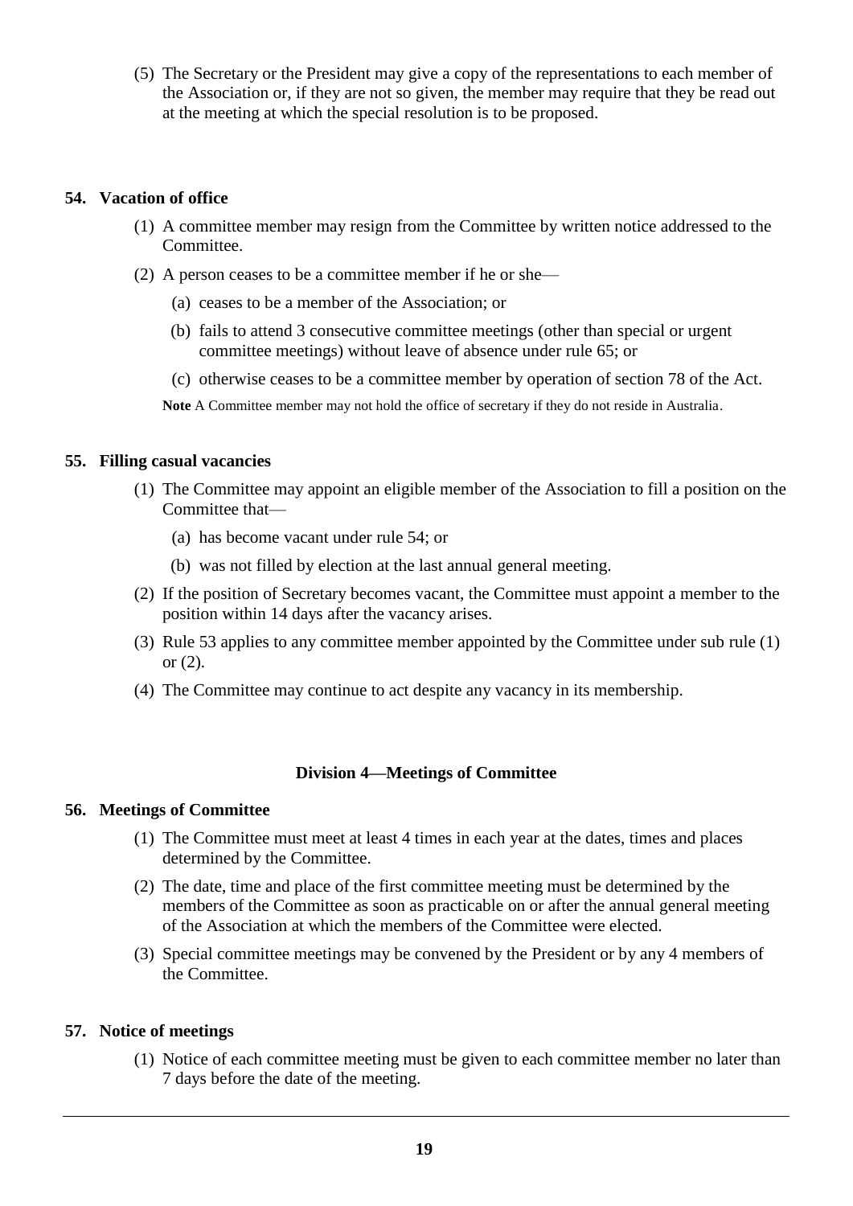(5) The Secretary or the President may give a copy of the representations to each member of the Association or, if they are not so given, the member may require that they be read out at the meeting at which the special resolution is to be proposed.

### 54. Vacation of office

(1) A committee member may resign from the Committee by written notice addressed to the Committee.

(2) A person ceases to be a committee member if he or she—

(a) ceases to be a member of the Association; or

(b) fails to attend 3 consecutive committee meetings (other than special or urgent committee meetings) without leave of absence under rule 65; or

(c) otherwise ceases to be a committee member by operation of section 78 of the Act.

**Note** A Committee member may not hold the office of secretary if they do not reside in Australia.

### 55. Filling casual vacancies

(1) The Committee may appoint an eligible member of the Association to fill a position on the Committee that—

(a) has become vacant under rule 54; or

(b) was not filled by election at the last annual general meeting.

(2) If the position of Secretary becomes vacant, the Committee must appoint a member to the position within 14 days after the vacancy arises.

(3) Rule 53 applies to any committee member appointed by the Committee under sub rule (1) or (2).

(4) The Committee may continue to act despite any vacancy in its membership.

## Division 4—Meetings of Committee

### 56. Meetings of Committee

(1) The Committee must meet at least 4 times in each year at the dates, times and places determined by the Committee.

(2) The date, time and place of the first committee meeting must be determined by the members of the Committee as soon as practicable on or after the annual general meeting of the Association at which the members of the Committee were elected.

(3) Special committee meetings may be convened by the President or by any 4 members of the Committee.

### 57. Notice of meetings

(1) Notice of each committee meeting must be given to each committee member no later than 7 days before the date of the meeting.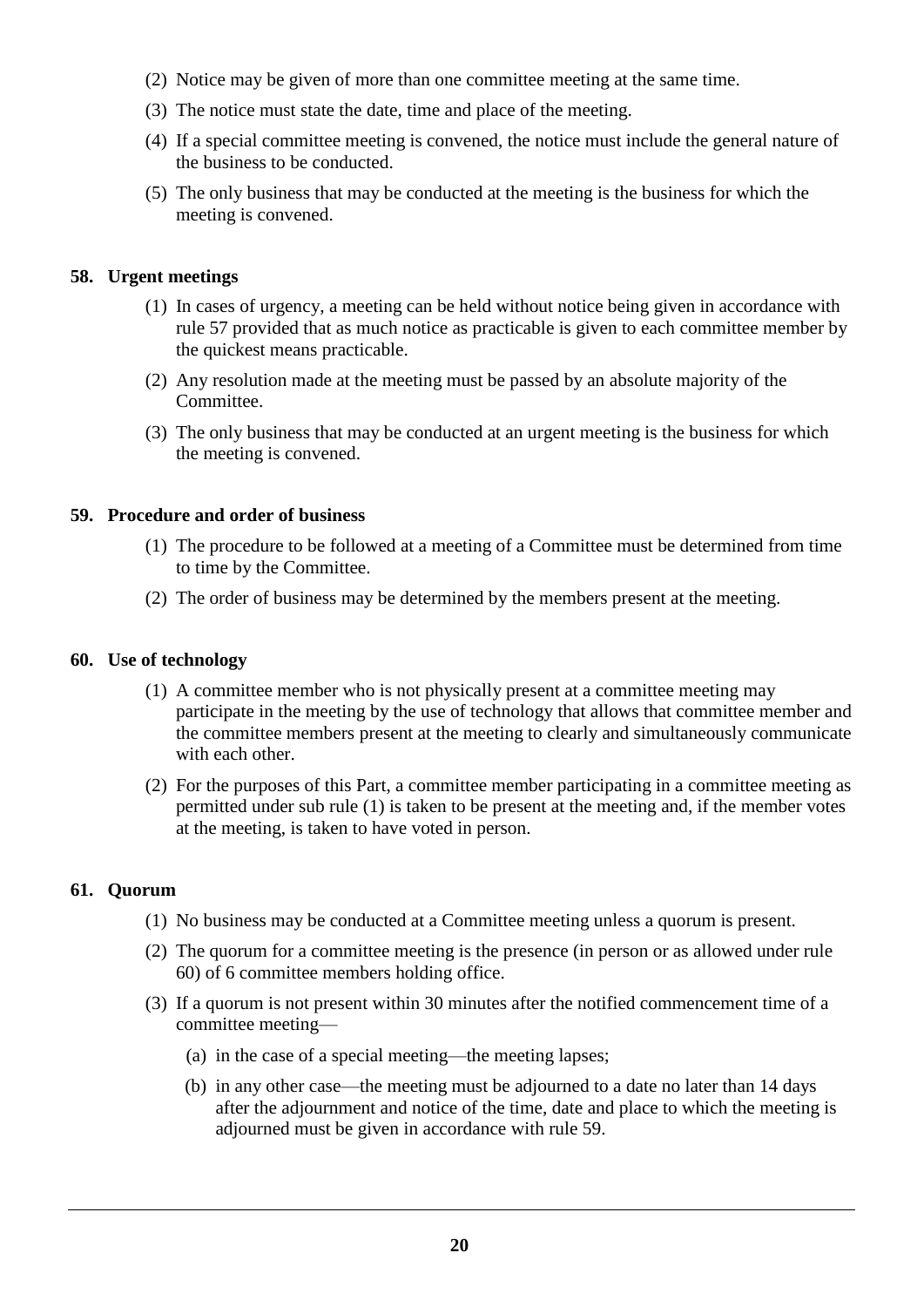(2) Notice may be given of more than one committee meeting at the same time.

(3) The notice must state the date, time and place of the meeting.

(4) If a special committee meeting is convened, the notice must include the general nature of the business to be conducted.

(5) The only business that may be conducted at the meeting is the business for which the meeting is convened.

### 58. Urgent meetings

(1) In cases of urgency, a meeting can be held without notice being given in accordance with rule 57 provided that as much notice as practicable is given to each committee member by the quickest means practicable.

(2) Any resolution made at the meeting must be passed by an absolute majority of the Committee.

(3) The only business that may be conducted at an urgent meeting is the business for which the meeting is convened.

### 59. Procedure and order of business

(1) The procedure to be followed at a meeting of a Committee must be determined from time to time by the Committee.

(2) The order of business may be determined by the members present at the meeting.

### 60. Use of technology

(1) A committee member who is not physically present at a committee meeting may participate in the meeting by the use of technology that allows that committee member and the committee members present at the meeting to clearly and simultaneously communicate with each other.

(2) For the purposes of this Part, a committee member participating in a committee meeting as permitted under sub rule (1) is taken to be present at the meeting and, if the member votes at the meeting, is taken to have voted in person.

### 61. Quorum

(1) No business may be conducted at a Committee meeting unless a quorum is present.

(2) The quorum for a committee meeting is the presence (in person or as allowed under rule 60) of 6 committee members holding office.

(3) If a quorum is not present within 30 minutes after the notified commencement time of a committee meeting—

  (a) in the case of a special meeting—the meeting lapses;

  (b) in any other case—the meeting must be adjourned to a date no later than 14 days after the adjournment and notice of the time, date and place to which the meeting is adjourned must be given in accordance with rule 59.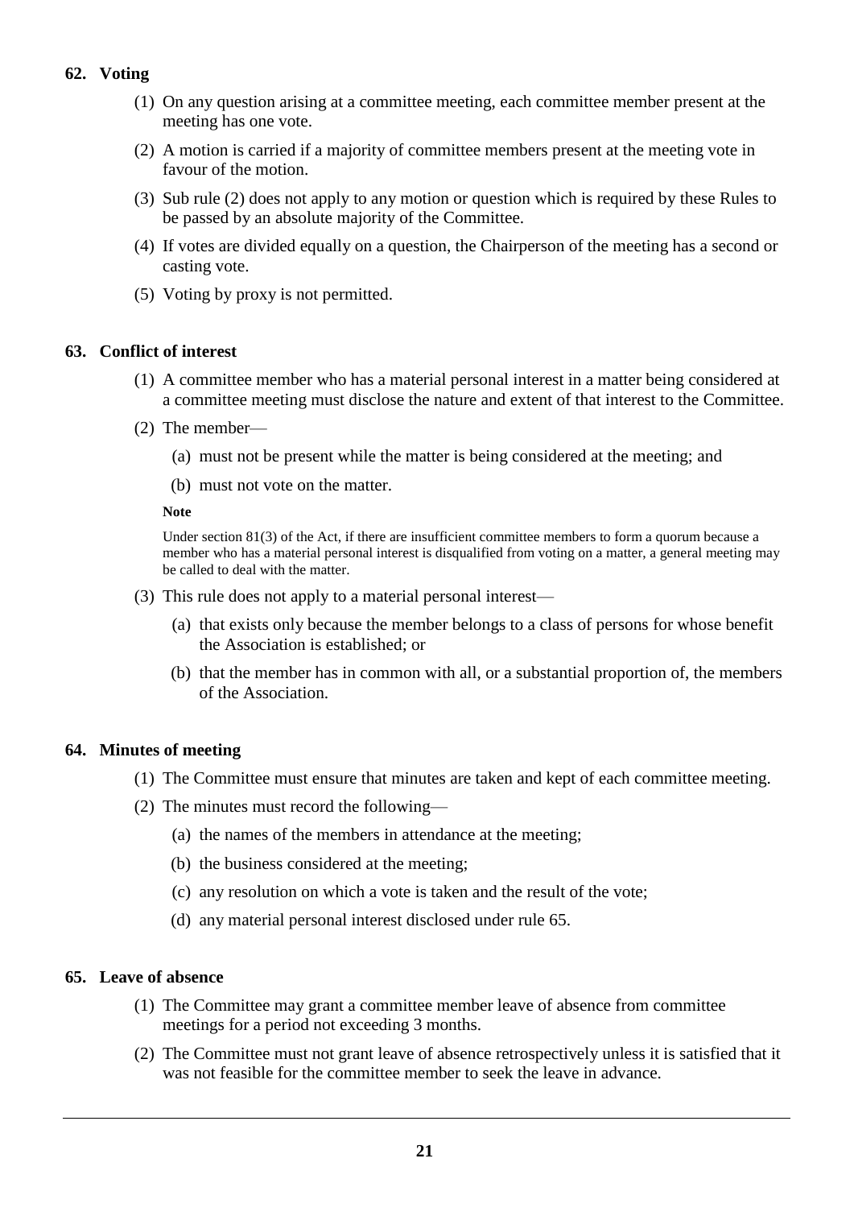## 62. Voting

(1) On any question arising at a committee meeting, each committee member present at the meeting has one vote.

(2) A motion is carried if a majority of committee members present at the meeting vote in favour of the motion.

(3) Sub rule (2) does not apply to any motion or question which is required by these Rules to be passed by an absolute majority of the Committee.

(4) If votes are divided equally on a question, the Chairperson of the meeting has a second or casting vote.

(5) Voting by proxy is not permitted.

## 63. Conflict of interest

(1) A committee member who has a material personal interest in a matter being considered at a committee meeting must disclose the nature and extent of that interest to the Committee.

(2) The member—

(a) must not be present while the matter is being considered at the meeting; and

(b) must not vote on the matter.

**Note**

Under section 81(3) of the Act, if there are insufficient committee members to form a quorum because a member who has a material personal interest is disqualified from voting on a matter, a general meeting may be called to deal with the matter.

(3) This rule does not apply to a material personal interest—

(a) that exists only because the member belongs to a class of persons for whose benefit the Association is established; or

(b) that the member has in common with all, or a substantial proportion of, the members of the Association.

## 64. Minutes of meeting

(1) The Committee must ensure that minutes are taken and kept of each committee meeting.

(2) The minutes must record the following—

(a) the names of the members in attendance at the meeting;

(b) the business considered at the meeting;

(c) any resolution on which a vote is taken and the result of the vote;

(d) any material personal interest disclosed under rule 65.

## 65. Leave of absence

(1) The Committee may grant a committee member leave of absence from committee meetings for a period not exceeding 3 months.

(2) The Committee must not grant leave of absence retrospectively unless it is satisfied that it was not feasible for the committee member to seek the leave in advance.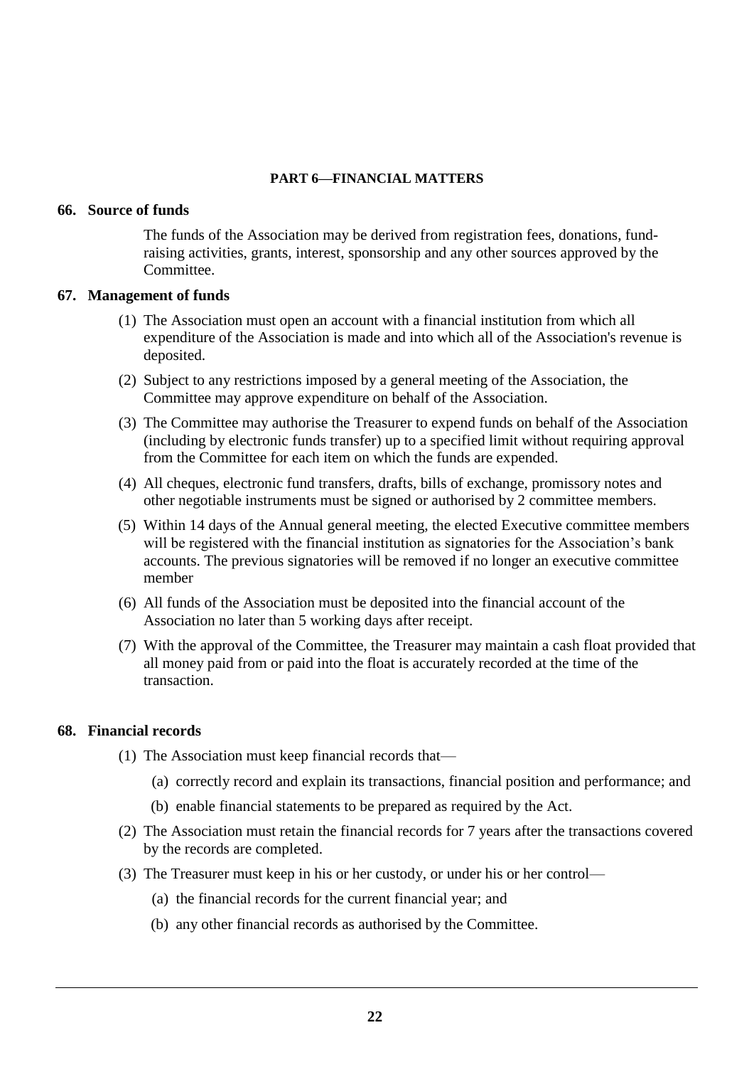## PART 6—FINANCIAL MATTERS

### 66. Source of funds

The funds of the Association may be derived from registration fees, donations, fund-raising activities, grants, interest, sponsorship and any other sources approved by the Committee.

### 67. Management of funds

(1) The Association must open an account with a financial institution from which all expenditure of the Association is made and into which all of the Association's revenue is deposited.

(2) Subject to any restrictions imposed by a general meeting of the Association, the Committee may approve expenditure on behalf of the Association.

(3) The Committee may authorise the Treasurer to expend funds on behalf of the Association (including by electronic funds transfer) up to a specified limit without requiring approval from the Committee for each item on which the funds are expended.

(4) All cheques, electronic fund transfers, drafts, bills of exchange, promissory notes and other negotiable instruments must be signed or authorised by 2 committee members.

(5) Within 14 days of the Annual general meeting, the elected Executive committee members will be registered with the financial institution as signatories for the Association's bank accounts. The previous signatories will be removed if no longer an executive committee member

(6) All funds of the Association must be deposited into the financial account of the Association no later than 5 working days after receipt.

(7) With the approval of the Committee, the Treasurer may maintain a cash float provided that all money paid from or paid into the float is accurately recorded at the time of the transaction.

### 68. Financial records

(1) The Association must keep financial records that—

   (a) correctly record and explain its transactions, financial position and performance; and

   (b) enable financial statements to be prepared as required by the Act.

(2) The Association must retain the financial records for 7 years after the transactions covered by the records are completed.

(3) The Treasurer must keep in his or her custody, or under his or her control—

   (a) the financial records for the current financial year; and

   (b) any other financial records as authorised by the Committee.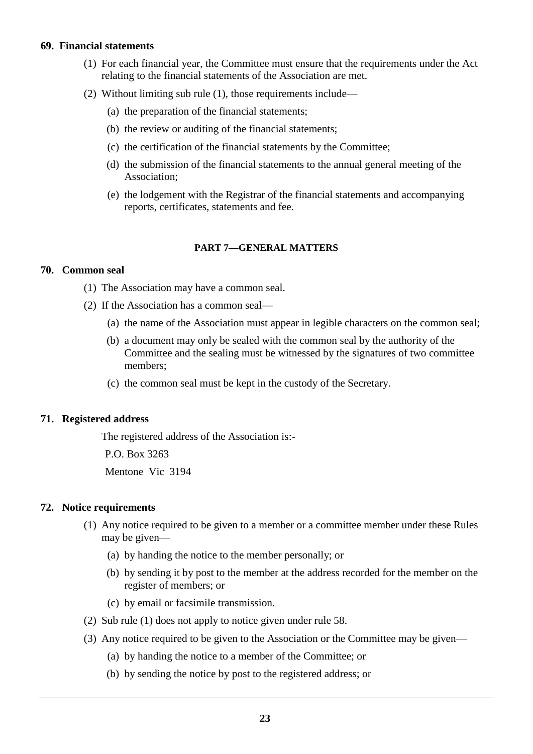### 69. Financial statements

(1) For each financial year, the Committee must ensure that the requirements under the Act relating to the financial statements of the Association are met.

(2) Without limiting sub rule (1), those requirements include—

   (a) the preparation of the financial statements;

   (b) the review or auditing of the financial statements;

   (c) the certification of the financial statements by the Committee;

   (d) the submission of the financial statements to the annual general meeting of the Association;

   (e) the lodgement with the Registrar of the financial statements and accompanying reports, certificates, statements and fee.

## PART 7—GENERAL MATTERS

### 70. Common seal

(1) The Association may have a common seal.

(2) If the Association has a common seal—

   (a) the name of the Association must appear in legible characters on the common seal;

   (b) a document may only be sealed with the common seal by the authority of the Committee and the sealing must be witnessed by the signatures of two committee members;

   (c) the common seal must be kept in the custody of the Secretary.

### 71. Registered address

The registered address of the Association is:-

P.O. Box 3263

Mentone Vic 3194

### 72. Notice requirements

(1) Any notice required to be given to a member or a committee member under these Rules may be given—

   (a) by handing the notice to the member personally; or

   (b) by sending it by post to the member at the address recorded for the member on the register of members; or

   (c) by email or facsimile transmission.

(2) Sub rule (1) does not apply to notice given under rule 58.

(3) Any notice required to be given to the Association or the Committee may be given—

   (a) by handing the notice to a member of the Committee; or

   (b) by sending the notice by post to the registered address; or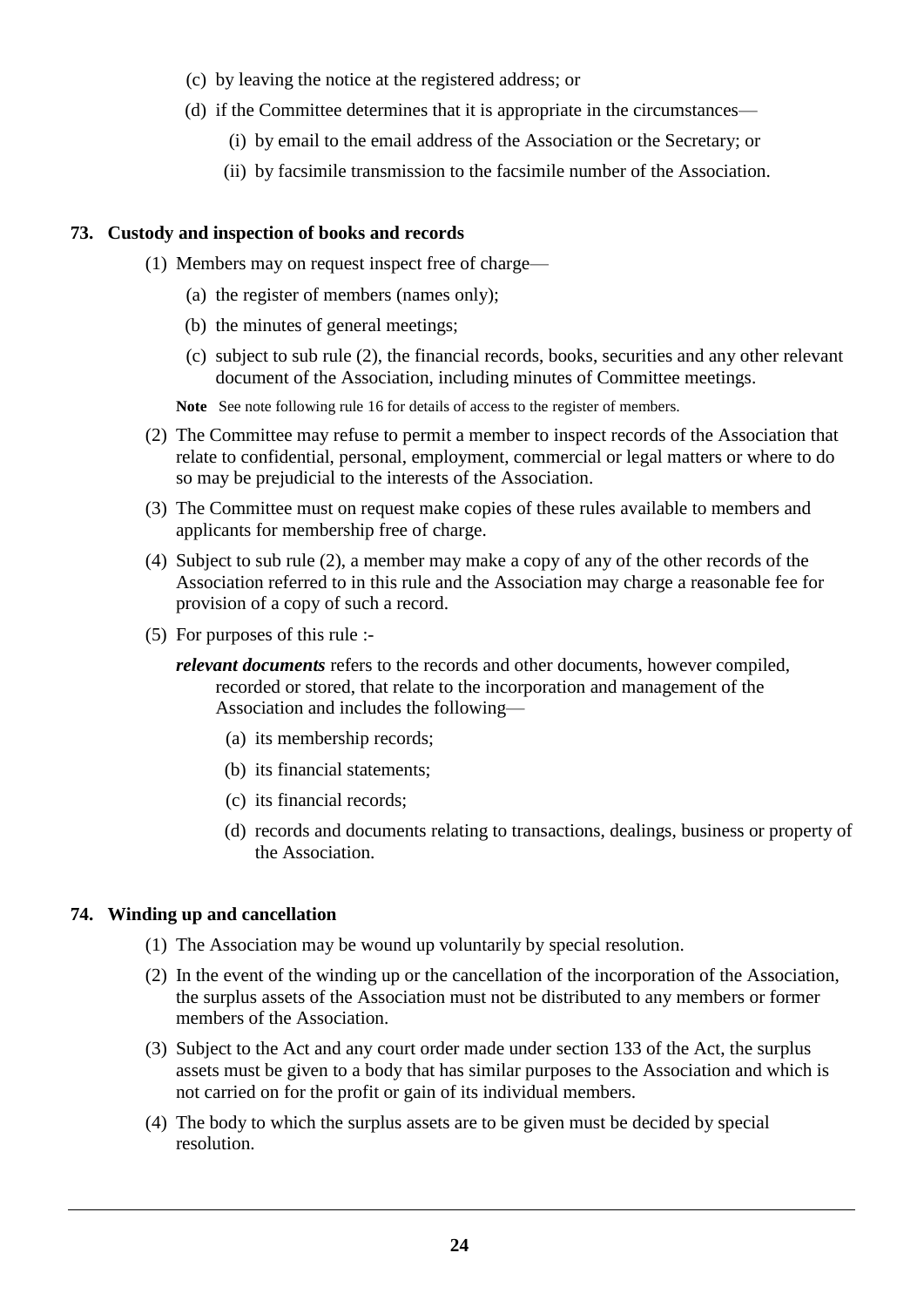(c) by leaving the notice at the registered address; or

(d) if the Committee determines that it is appropriate in the circumstances—

  (i) by email to the email address of the Association or the Secretary; or

  (ii) by facsimile transmission to the facsimile number of the Association.

### 73. Custody and inspection of books and records

(1) Members may on request inspect free of charge—

  (a) the register of members (names only);

  (b) the minutes of general meetings;

  (c) subject to sub rule (2), the financial records, books, securities and any other relevant document of the Association, including minutes of Committee meetings.

**Note** See note following rule 16 for details of access to the register of members.

(2) The Committee may refuse to permit a member to inspect records of the Association that relate to confidential, personal, employment, commercial or legal matters or where to do so may be prejudicial to the interests of the Association.

(3) The Committee must on request make copies of these rules available to members and applicants for membership free of charge.

(4) Subject to sub rule (2), a member may make a copy of any of the other records of the Association referred to in this rule and the Association may charge a reasonable fee for provision of a copy of such a record.

(5) For purposes of this rule :-

***relevant documents*** refers to the records and other documents, however compiled, recorded or stored, that relate to the incorporation and management of the Association and includes the following—

  (a) its membership records;

  (b) its financial statements;

  (c) its financial records;

  (d) records and documents relating to transactions, dealings, business or property of the Association.

### 74. Winding up and cancellation

(1) The Association may be wound up voluntarily by special resolution.

(2) In the event of the winding up or the cancellation of the incorporation of the Association, the surplus assets of the Association must not be distributed to any members or former members of the Association.

(3) Subject to the Act and any court order made under section 133 of the Act, the surplus assets must be given to a body that has similar purposes to the Association and which is not carried on for the profit or gain of its individual members.

(4) The body to which the surplus assets are to be given must be decided by special resolution.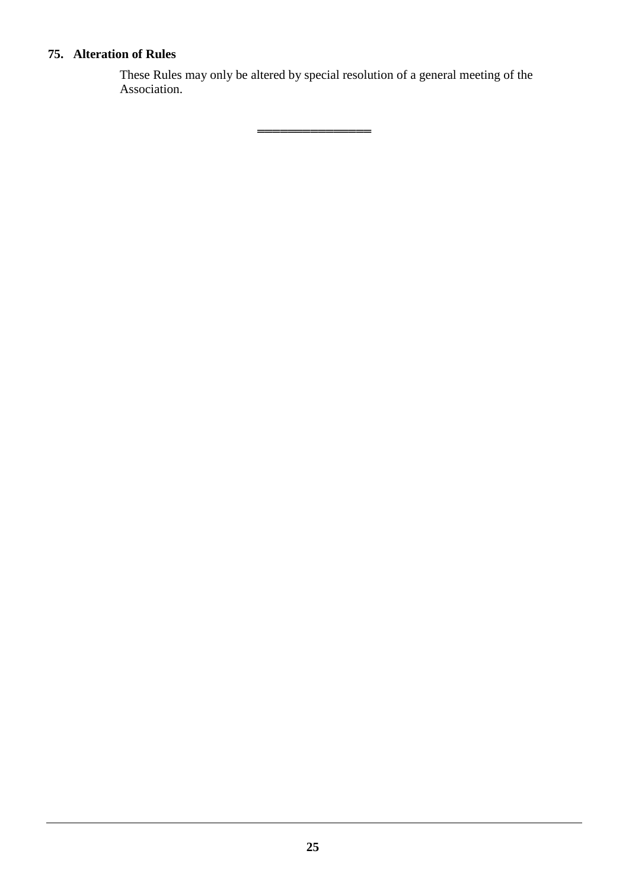### 75. Alteration of Rules

These Rules may only be altered by special resolution of a general meeting of the Association.

═══════════════